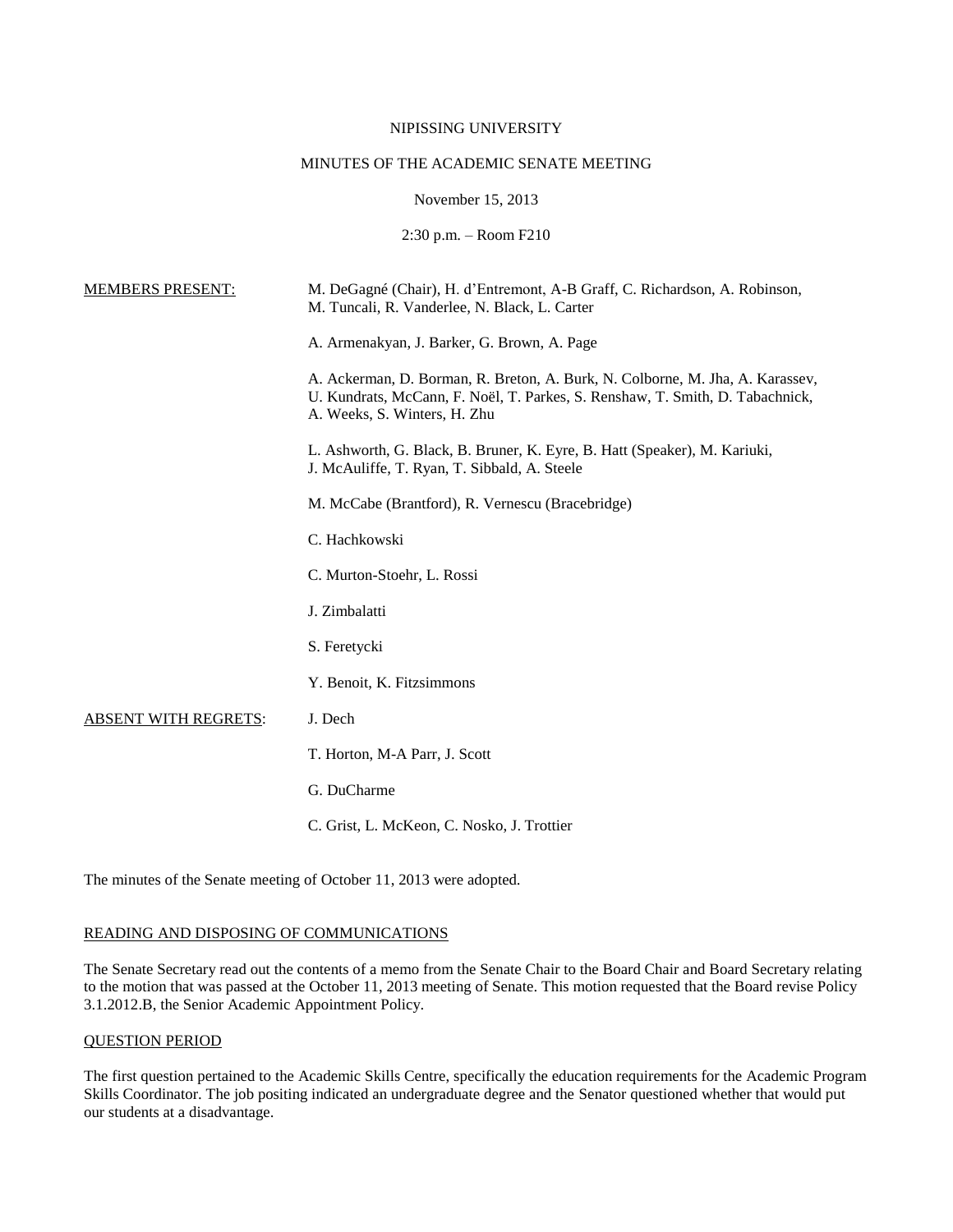NIPISSING UNIVERSITY

MINUTES OF THE ACADEMIC SENATE MEETING

November 15, 2013

2:30 p.m. – Room F210

| | |
|---|---|
| MEMBERS PRESENT: | M. DeGagné (Chair), H. d'Entremont, A-B Graff, C. Richardson, A. Robinson, M. Tuncali, R. Vanderlee, N. Black, L. Carter |
| | A. Armenakyan, J. Barker, G. Brown, A. Page |
| | A. Ackerman, D. Borman, R. Breton, A. Burk, N. Colborne, M. Jha, A. Karassev, U. Kundrats, McCann, F. Noël, T. Parkes, S. Renshaw, T. Smith, D. Tabachnick, A. Weeks, S. Winters, H. Zhu |
| | L. Ashworth, G. Black, B. Bruner, K. Eyre, B. Hatt (Speaker), M. Kariuki, J. McAuliffe, T. Ryan, T. Sibbald, A. Steele |
| | M. McCabe (Brantford), R. Vernescu (Bracebridge) |
| | C. Hachkowski |
| | C. Murton-Stoehr, L. Rossi |
| | J. Zimbalatti |
| | S. Feretycki |
| | Y. Benoit, K. Fitzsimmons |
| ABSENT WITH REGRETS: | J. Dech |
| | T. Horton, M-A Parr, J. Scott |
| | G. DuCharme |
| | C. Grist, L. McKeon, C. Nosko, J. Trottier |

The minutes of the Senate meeting of October 11, 2013 were adopted.

## READING AND DISPOSING OF COMMUNICATIONS

The Senate Secretary read out the contents of a memo from the Senate Chair to the Board Chair and Board Secretary relating to the motion that was passed at the October 11, 2013 meeting of Senate. This motion requested that the Board revise Policy 3.1.2012.B, the Senior Academic Appointment Policy.

## QUESTION PERIOD

The first question pertained to the Academic Skills Centre, specifically the education requirements for the Academic Program Skills Coordinator. The job positing indicated an undergraduate degree and the Senator questioned whether that would put our students at a disadvantage.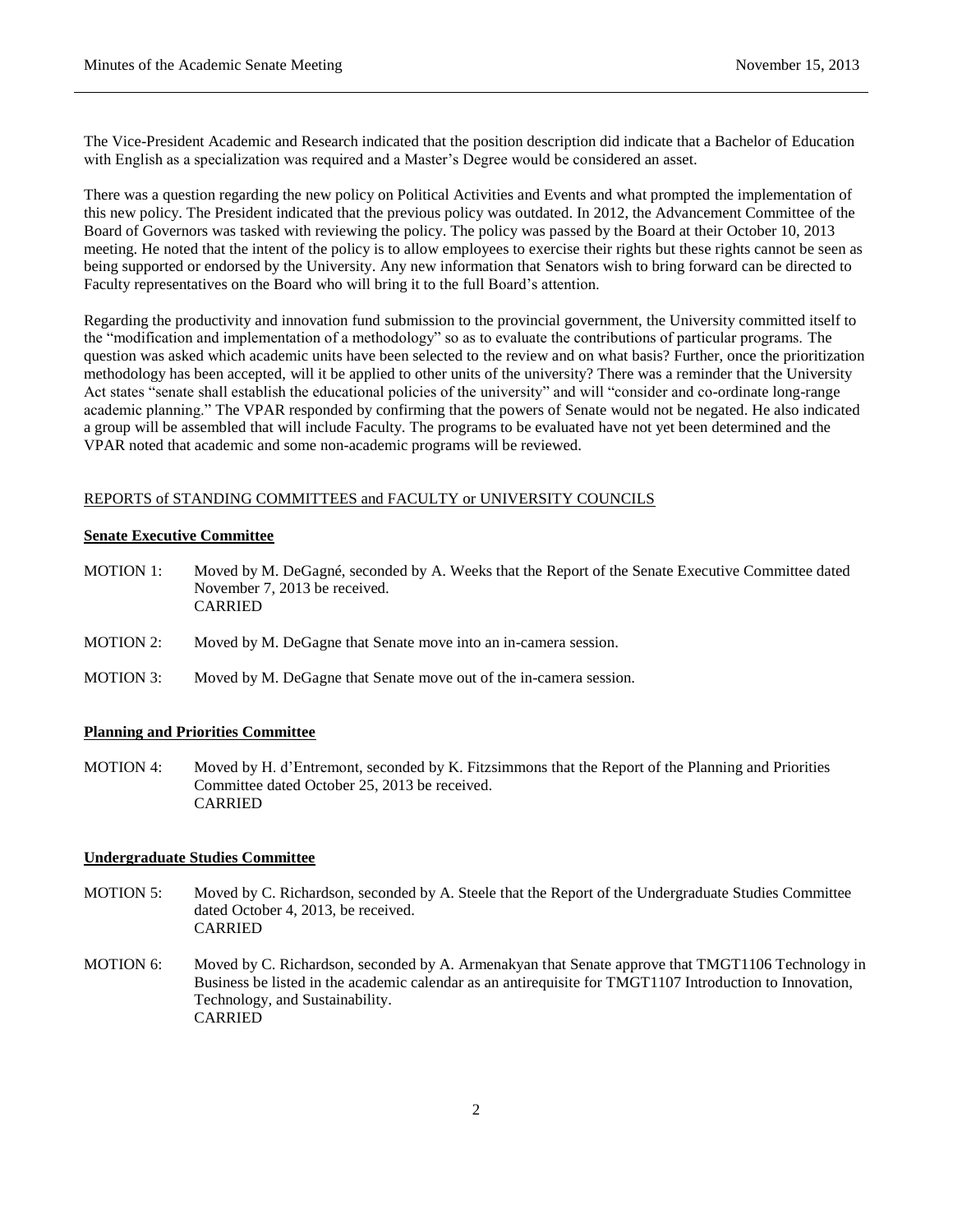The Vice-President Academic and Research indicated that the position description did indicate that a Bachelor of Education with English as a specialization was required and a Master's Degree would be considered an asset.

There was a question regarding the new policy on Political Activities and Events and what prompted the implementation of this new policy. The President indicated that the previous policy was outdated. In 2012, the Advancement Committee of the Board of Governors was tasked with reviewing the policy. The policy was passed by the Board at their October 10, 2013 meeting. He noted that the intent of the policy is to allow employees to exercise their rights but these rights cannot be seen as being supported or endorsed by the University. Any new information that Senators wish to bring forward can be directed to Faculty representatives on the Board who will bring it to the full Board's attention.

Regarding the productivity and innovation fund submission to the provincial government, the University committed itself to the "modification and implementation of a methodology" so as to evaluate the contributions of particular programs. The question was asked which academic units have been selected to the review and on what basis? Further, once the prioritization methodology has been accepted, will it be applied to other units of the university? There was a reminder that the University Act states "senate shall establish the educational policies of the university" and will "consider and co-ordinate long-range academic planning." The VPAR responded by confirming that the powers of Senate would not be negated. He also indicated a group will be assembled that will include Faculty. The programs to be evaluated have not yet been determined and the VPAR noted that academic and some non-academic programs will be reviewed.

## REPORTS of STANDING COMMITTEES and FACULTY or UNIVERSITY COUNCILS

### Senate Executive Committee

MOTION 1: Moved by M. DeGagné, seconded by A. Weeks that the Report of the Senate Executive Committee dated November 7, 2013 be received.
CARRIED

MOTION 2: Moved by M. DeGagne that Senate move into an in-camera session.

MOTION 3: Moved by M. DeGagne that Senate move out of the in-camera session.

### Planning and Priorities Committee

MOTION 4: Moved by H. d'Entremont, seconded by K. Fitzsimmons that the Report of the Planning and Priorities Committee dated October 25, 2013 be received.
CARRIED

### Undergraduate Studies Committee

MOTION 5: Moved by C. Richardson, seconded by A. Steele that the Report of the Undergraduate Studies Committee dated October 4, 2013, be received.
CARRIED

MOTION 6: Moved by C. Richardson, seconded by A. Armenakyan that Senate approve that TMGT1106 Technology in Business be listed in the academic calendar as an antirequisite for TMGT1107 Introduction to Innovation, Technology, and Sustainability.
CARRIED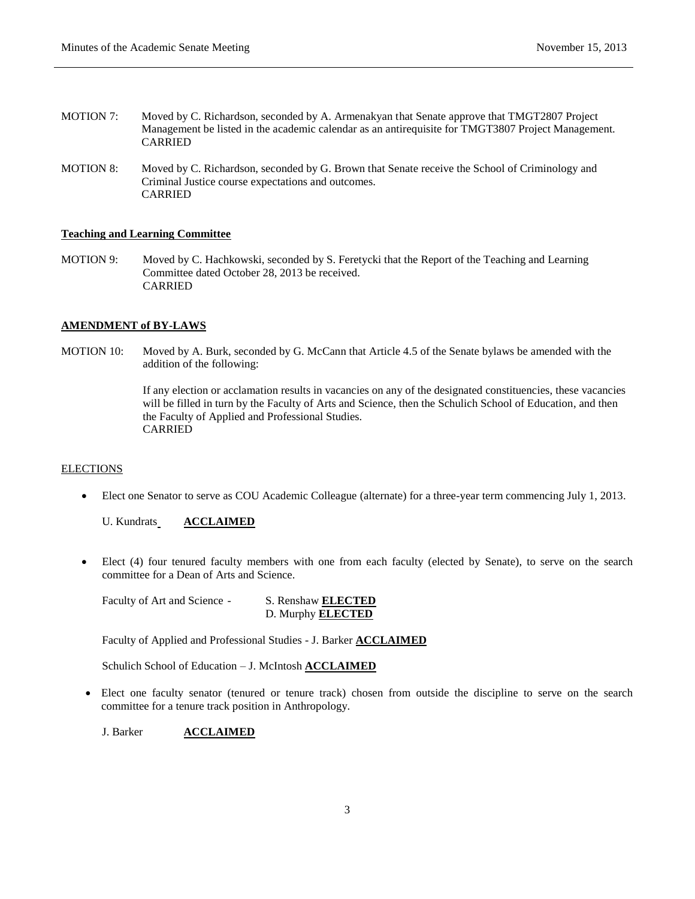MOTION 7: Moved by C. Richardson, seconded by A. Armenakyan that Senate approve that TMGT2807 Project Management be listed in the academic calendar as an antirequisite for TMGT3807 Project Management.
CARRIED

MOTION 8: Moved by C. Richardson, seconded by G. Brown that Senate receive the School of Criminology and Criminal Justice course expectations and outcomes.
CARRIED

**Teaching and Learning Committee**

MOTION 9: Moved by C. Hachkowski, seconded by S. Feretycki that the Report of the Teaching and Learning Committee dated October 28, 2013 be received.
CARRIED

**AMENDMENT of BY-LAWS**

MOTION 10: Moved by A. Burk, seconded by G. McCann that Article 4.5 of the Senate bylaws be amended with the addition of the following:

> If any election or acclamation results in vacancies on any of the designated constituencies, these vacancies will be filled in turn by the Faculty of Arts and Science, then the Schulich School of Education, and then the Faculty of Applied and Professional Studies.

CARRIED

ELECTIONS

- Elect one Senator to serve as COU Academic Colleague (alternate) for a three-year term commencing July 1, 2013.

  U. Kundrats **ACCLAIMED**

- Elect (4) four tenured faculty members with one from each faculty (elected by Senate), to serve on the search committee for a Dean of Arts and Science.

  Faculty of Art and Science - S. Renshaw **ELECTED**
  D. Murphy **ELECTED**

  Faculty of Applied and Professional Studies - J. Barker **ACCLAIMED**

  Schulich School of Education – J. McIntosh **ACCLAIMED**

- Elect one faculty senator (tenured or tenure track) chosen from outside the discipline to serve on the search committee for a tenure track position in Anthropology.

  J. Barker **ACCLAIMED**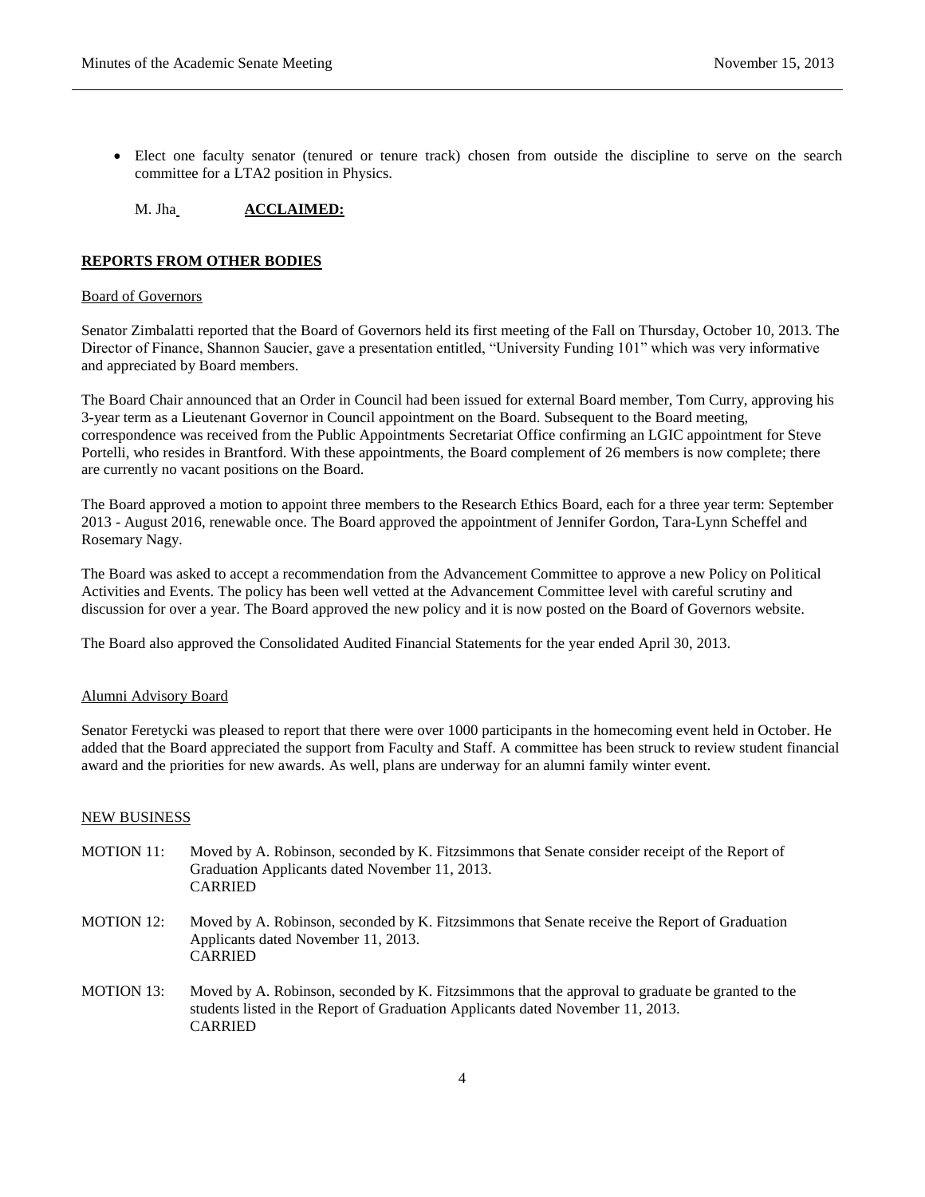- Elect one faculty senator (tenured or tenure track) chosen from outside the discipline to serve on the search committee for a LTA2 position in Physics.

M. Jha **ACCLAIMED:**

## **REPORTS FROM OTHER BODIES**

### Board of Governors

Senator Zimbalatti reported that the Board of Governors held its first meeting of the Fall on Thursday, October 10, 2013. The Director of Finance, Shannon Saucier, gave a presentation entitled, "University Funding 101" which was very informative and appreciated by Board members.

The Board Chair announced that an Order in Council had been issued for external Board member, Tom Curry, approving his 3-year term as a Lieutenant Governor in Council appointment on the Board. Subsequent to the Board meeting, correspondence was received from the Public Appointments Secretariat Office confirming an LGIC appointment for Steve Portelli, who resides in Brantford. With these appointments, the Board complement of 26 members is now complete; there are currently no vacant positions on the Board.

The Board approved a motion to appoint three members to the Research Ethics Board, each for a three year term: September 2013 - August 2016, renewable once. The Board approved the appointment of Jennifer Gordon, Tara-Lynn Scheffel and Rosemary Nagy.

The Board was asked to accept a recommendation from the Advancement Committee to approve a new Policy on Political Activities and Events. The policy has been well vetted at the Advancement Committee level with careful scrutiny and discussion for over a year. The Board approved the new policy and it is now posted on the Board of Governors website.

The Board also approved the Consolidated Audited Financial Statements for the year ended April 30, 2013.

### Alumni Advisory Board

Senator Feretycki was pleased to report that there were over 1000 participants in the homecoming event held in October. He added that the Board appreciated the support from Faculty and Staff. A committee has been struck to review student financial award and the priorities for new awards. As well, plans are underway for an alumni family winter event.

## NEW BUSINESS

MOTION 11: Moved by A. Robinson, seconded by K. Fitzsimmons that Senate consider receipt of the Report of Graduation Applicants dated November 11, 2013.
CARRIED

MOTION 12: Moved by A. Robinson, seconded by K. Fitzsimmons that Senate receive the Report of Graduation Applicants dated November 11, 2013.
CARRIED

MOTION 13: Moved by A. Robinson, seconded by K. Fitzsimmons that the approval to graduate be granted to the students listed in the Report of Graduation Applicants dated November 11, 2013.
CARRIED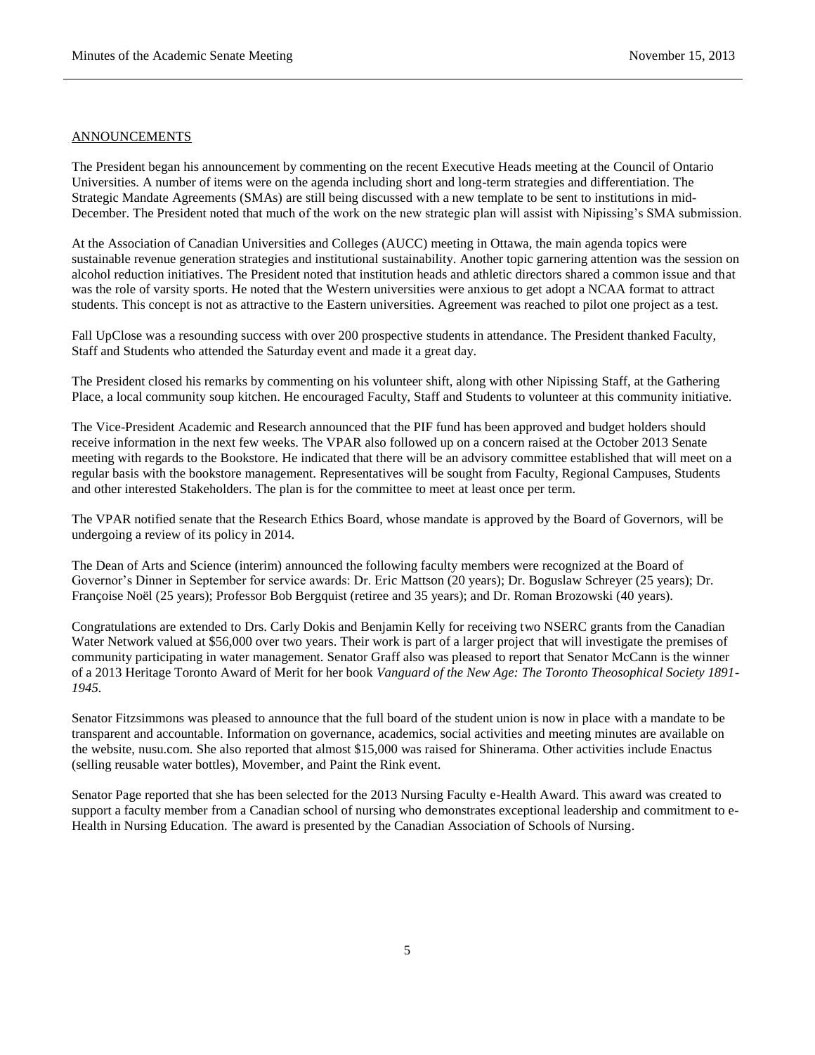ANNOUNCEMENTS

The President began his announcement by commenting on the recent Executive Heads meeting at the Council of Ontario Universities. A number of items were on the agenda including short and long-term strategies and differentiation. The Strategic Mandate Agreements (SMAs) are still being discussed with a new template to be sent to institutions in mid-December. The President noted that much of the work on the new strategic plan will assist with Nipissing's SMA submission.

At the Association of Canadian Universities and Colleges (AUCC) meeting in Ottawa, the main agenda topics were sustainable revenue generation strategies and institutional sustainability. Another topic garnering attention was the session on alcohol reduction initiatives. The President noted that institution heads and athletic directors shared a common issue and that was the role of varsity sports. He noted that the Western universities were anxious to get adopt a NCAA format to attract students. This concept is not as attractive to the Eastern universities. Agreement was reached to pilot one project as a test.

Fall UpClose was a resounding success with over 200 prospective students in attendance. The President thanked Faculty, Staff and Students who attended the Saturday event and made it a great day.

The President closed his remarks by commenting on his volunteer shift, along with other Nipissing Staff, at the Gathering Place, a local community soup kitchen. He encouraged Faculty, Staff and Students to volunteer at this community initiative.

The Vice-President Academic and Research announced that the PIF fund has been approved and budget holders should receive information in the next few weeks. The VPAR also followed up on a concern raised at the October 2013 Senate meeting with regards to the Bookstore. He indicated that there will be an advisory committee established that will meet on a regular basis with the bookstore management. Representatives will be sought from Faculty, Regional Campuses, Students and other interested Stakeholders. The plan is for the committee to meet at least once per term.

The VPAR notified senate that the Research Ethics Board, whose mandate is approved by the Board of Governors, will be undergoing a review of its policy in 2014.

The Dean of Arts and Science (interim) announced the following faculty members were recognized at the Board of Governor's Dinner in September for service awards: Dr. Eric Mattson (20 years); Dr. Boguslaw Schreyer (25 years); Dr. Françoise Noël (25 years); Professor Bob Bergquist (retiree and 35 years); and Dr. Roman Brozowski (40 years).

Congratulations are extended to Drs. Carly Dokis and Benjamin Kelly for receiving two NSERC grants from the Canadian Water Network valued at $56,000 over two years. Their work is part of a larger project that will investigate the premises of community participating in water management. Senator Graff also was pleased to report that Senator McCann is the winner of a 2013 Heritage Toronto Award of Merit for her book *Vanguard of the New Age: The Toronto Theosophical Society 1891-1945.*

Senator Fitzsimmons was pleased to announce that the full board of the student union is now in place with a mandate to be transparent and accountable. Information on governance, academics, social activities and meeting minutes are available on the website, nusu.com. She also reported that almost $15,000 was raised for Shinerama. Other activities include Enactus (selling reusable water bottles), Movember, and Paint the Rink event.

Senator Page reported that she has been selected for the 2013 Nursing Faculty e-Health Award. This award was created to support a faculty member from a Canadian school of nursing who demonstrates exceptional leadership and commitment to e-Health in Nursing Education. The award is presented by the Canadian Association of Schools of Nursing.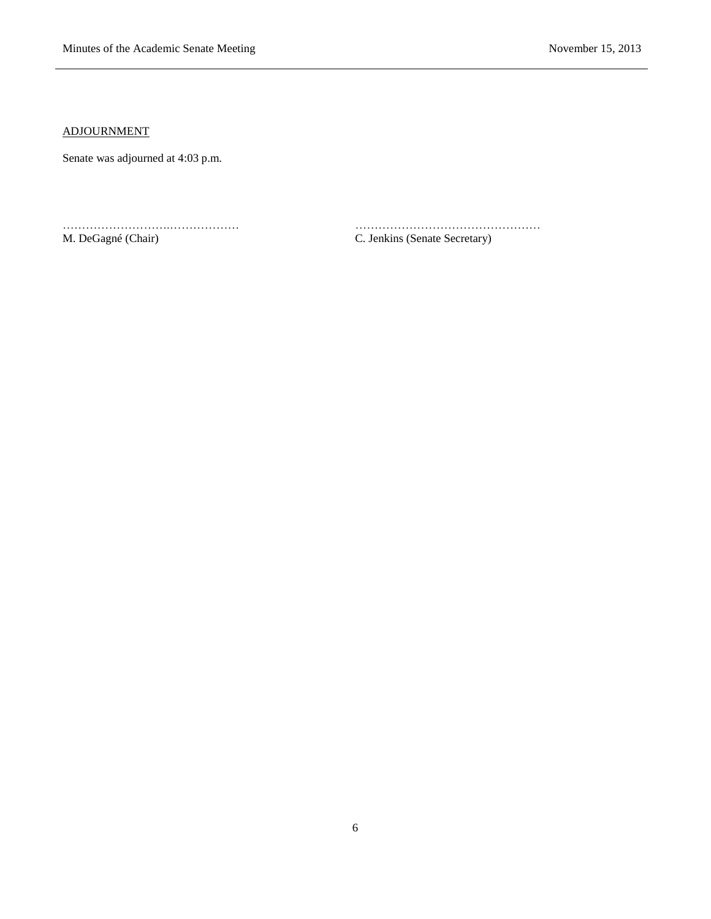ADJOURNMENT

Senate was adjourned at 4:03 p.m.

……………………..……………… ……………………………………….

M. DeGagné (Chair) C. Jenkins (Senate Secretary)